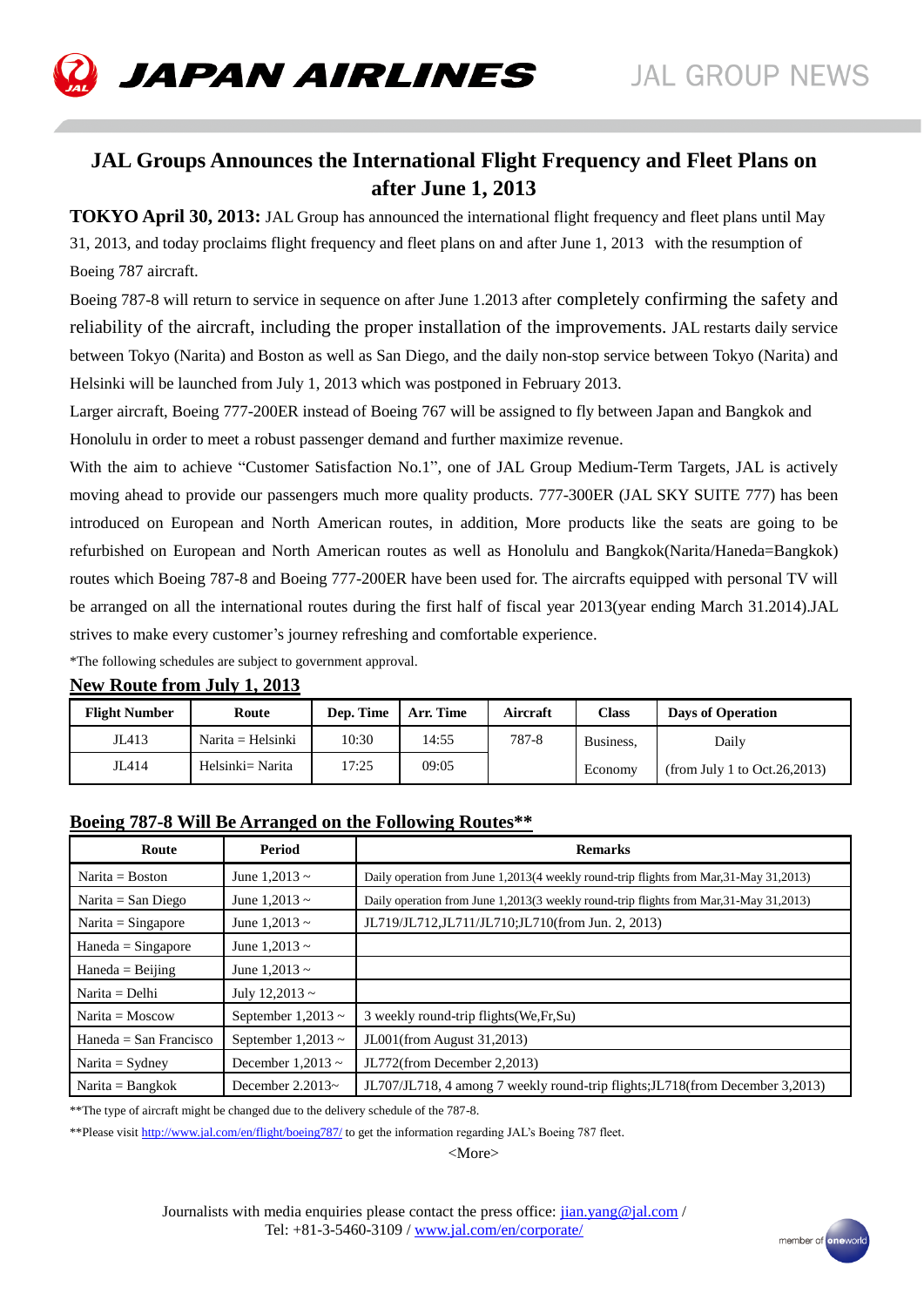# JAL Groups Announces the International Flight Frequency and Fleet Plans on after June 1, 2013

**TOKYO April 30, 2013:** JAL Group has announced the international flight frequency and fleet plans until May 31, 2013, and today proclaims flight frequency and fleet plans on and after June 1, 2013 with the resumption of Boeing 787 aircraft.

Boeing 787-8 will return to service in sequence on after June 1.2013 after completely confirming the safety and reliability of the aircraft, including the proper installation of the improvements. JAL restarts daily service between Tokyo (Narita) and Boston as well as San Diego, and the daily non-stop service between Tokyo (Narita) and Helsinki will be launched from July 1, 2013 which was postponed in February 2013.

Larger aircraft, Boeing 777-200ER instead of Boeing 767 will be assigned to fly between Japan and Bangkok and Honolulu in order to meet a robust passenger demand and further maximize revenue.

With the aim to achieve "Customer Satisfaction No.1", one of JAL Group Medium-Term Targets, JAL is actively moving ahead to provide our passengers much more quality products. 777-300ER (JAL SKY SUITE 777) has been introduced on European and North American routes, in addition, More products like the seats are going to be refurbished on European and North American routes as well as Honolulu and Bangkok(Narita/Haneda=Bangkok) routes which Boeing 787-8 and Boeing 777-200ER have been used for. The aircrafts equipped with personal TV will be arranged on all the international routes during the first half of fiscal year 2013(year ending March 31.2014).JAL strives to make every customer's journey refreshing and comfortable experience.

*The following schedules are subject to government approval.

## New Route from July 1, 2013

| Flight Number | Route | Dep. Time | Arr. Time | Aircraft | Class | Days of Operation |
|---|---|---|---|---|---|---|
| JL413 | Narita = Helsinki | 10:30 | 14:55 | 787-8 | Business, | Daily |
| JL414 | Helsinki= Narita | 17:25 | 09:05 | | Economy | (from July 1 to Oct.26,2013) |

## Boeing 787-8 Will Be Arranged on the Following Routes**

| Route | Period | Remarks |
|---|---|---|
| Narita = Boston | June 1,2013 ~ | Daily operation from June 1,2013(4 weekly round-trip flights from Mar,31-May 31,2013) |
| Narita = San Diego | June 1,2013 ~ | Daily operation from June 1,2013(3 weekly round-trip flights from Mar,31-May 31,2013) |
| Narita = Singapore | June 1,2013 ~ | JL719/JL712,JL711/JL710;JL710(from Jun. 2, 2013) |
| Haneda = Singapore | June 1,2013 ~ | |
| Haneda = Beijing | June 1,2013 ~ | |
| Narita = Delhi | July 12,2013 ~ | |
| Narita = Moscow | September 1,2013 ~ | 3 weekly round-trip flights(We,Fr,Su) |
| Haneda = San Francisco | September 1,2013 ~ | JL001(from August 31,2013) |
| Narita = Sydney | December 1,2013 ~ | JL772(from December 2,2013) |
| Narita = Bangkok | December 2.2013~ | JL707/JL718, 4 among 7 weekly round-trip flights;JL718(from December 3,2013) |

**The type of aircraft might be changed due to the delivery schedule of the 787-8.

**Please visit http://www.jal.com/en/flight/boeing787/ to get the information regarding JAL's Boeing 787 fleet.

<More>

Journalists with media enquiries please contact the press office: jian.yang@jal.com /
Tel: +81-3-5460-3109 / www.jal.com/en/corporate/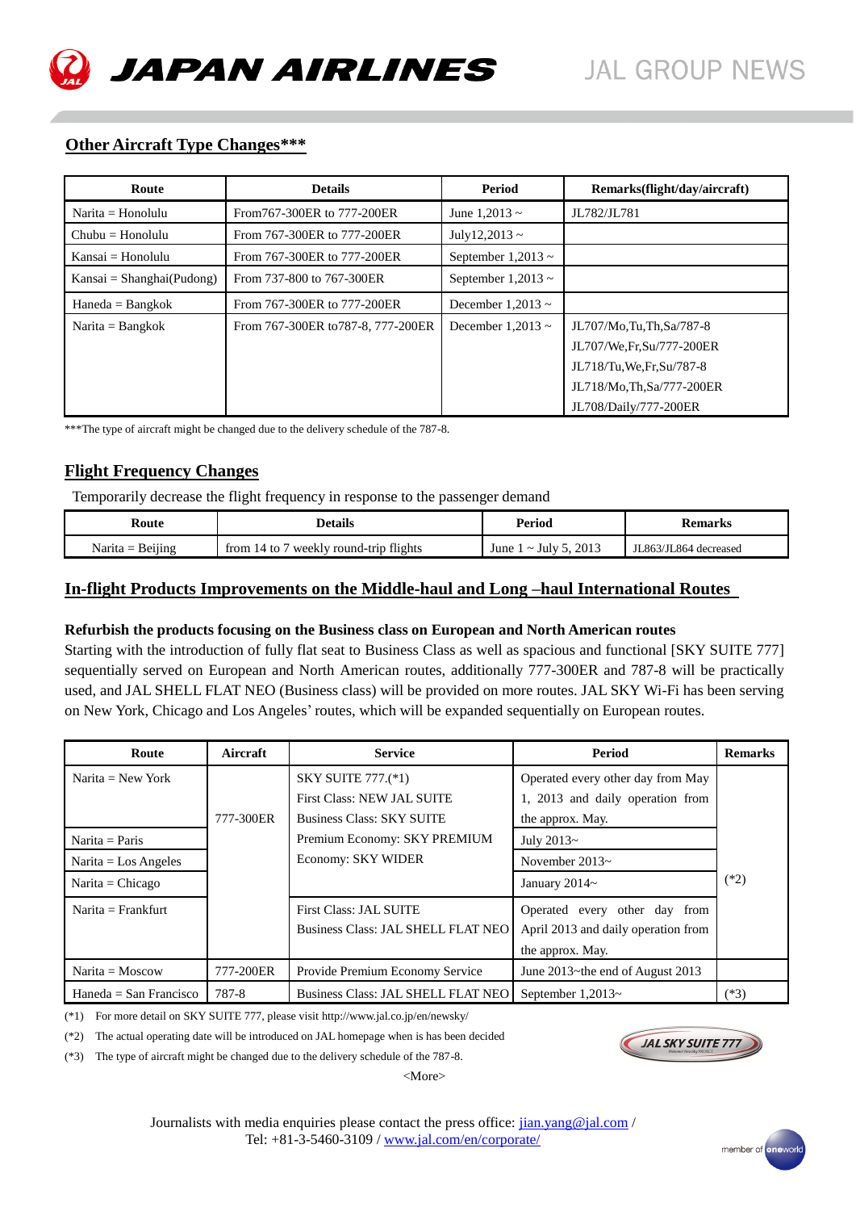## Other Aircraft Type Changes***

| Route | Details | Period | Remarks(flight/day/aircraft) |
|---|---|---|---|
| Narita = Honolulu | From767-300ER to 777-200ER | June 1,2013 ~ | JL782/JL781 |
| Chubu = Honolulu | From 767-300ER to 777-200ER | July12,2013 ~ | |
| Kansai = Honolulu | From 767-300ER to 777-200ER | September 1,2013 ~ | |
| Kansai = Shanghai(Pudong) | From 737-800 to 767-300ER | September 1,2013 ~ | |
| Haneda = Bangkok | From 767-300ER to 777-200ER | December 1,2013 ~ | |
| Narita = Bangkok | From 767-300ER to787-8, 777-200ER | December 1,2013 ~ | JL707/Mo,Tu,Th,Sa/787-8<br>JL707/We,Fr,Su/777-200ER<br>JL718/Tu,We,Fr,Su/787-8<br>JL718/Mo,Th,Sa/777-200ER<br>JL708/Daily/777-200ER |

***The type of aircraft might be changed due to the delivery schedule of the 787-8.

## Flight Frequency Changes

Temporarily decrease the flight frequency in response to the passenger demand

| Route | Details | Period | Remarks |
|---|---|---|---|
| Narita = Beijing | from 14 to 7 weekly round-trip flights | June 1 ~ July 5, 2013 | JL863/JL864 decreased |

## In-flight Products Improvements on the Middle-haul and Long –haul International Routes

**Refurbish the products focusing on the Business class on European and North American routes**

Starting with the introduction of fully flat seat to Business Class as well as spacious and functional [SKY SUITE 777] sequentially served on European and North American routes, additionally 777-300ER and 787-8 will be practically used, and JAL SHELL FLAT NEO (Business class) will be provided on more routes. JAL SKY Wi-Fi has been serving on New York, Chicago and Los Angeles' routes, which will be expanded sequentially on European routes.

| Route | Aircraft | Service | Period | Remarks |
|---|---|---|---|---|
| Narita = New York | 777-300ER | SKY SUITE 777.(*1)<br>First Class: NEW JAL SUITE<br>Business Class: SKY SUITE<br>Premium Economy: SKY PREMIUM<br>Economy: SKY WIDER | Operated every other day from May 1, 2013 and daily operation from the approx. May. | (*2) |
| Narita = Paris | 777-300ER | | July 2013~ | (*2) |
| Narita = Los Angeles | 777-300ER | | November 2013~ | (*2) |
| Narita = Chicago | 777-300ER | | January 2014~ | (*2) |
| Narita = Frankfurt | 777-300ER | First Class: JAL SUITE<br>Business Class: JAL SHELL FLAT NEO | Operated every other day from April 2013 and daily operation from the approx. May. | (*2) |
| Narita = Moscow | 777-200ER | Provide Premium Economy Service | June 2013~the end of August 2013 | |
| Haneda = San Francisco | 787-8 | Business Class: JAL SHELL FLAT NEO | September 1,2013~ | (*3) |

(*1) For more detail on SKY SUITE 777, please visit http://www.jal.co.jp/en/newsky/

(*2) The actual operating date will be introduced on JAL homepage when is has been decided

(*3) The type of aircraft might be changed due to the delivery schedule of the 787-8.

<More>

Journalists with media enquiries please contact the press office: jian.yang@jal.com / Tel: +81-3-5460-3109 / www.jal.com/en/corporate/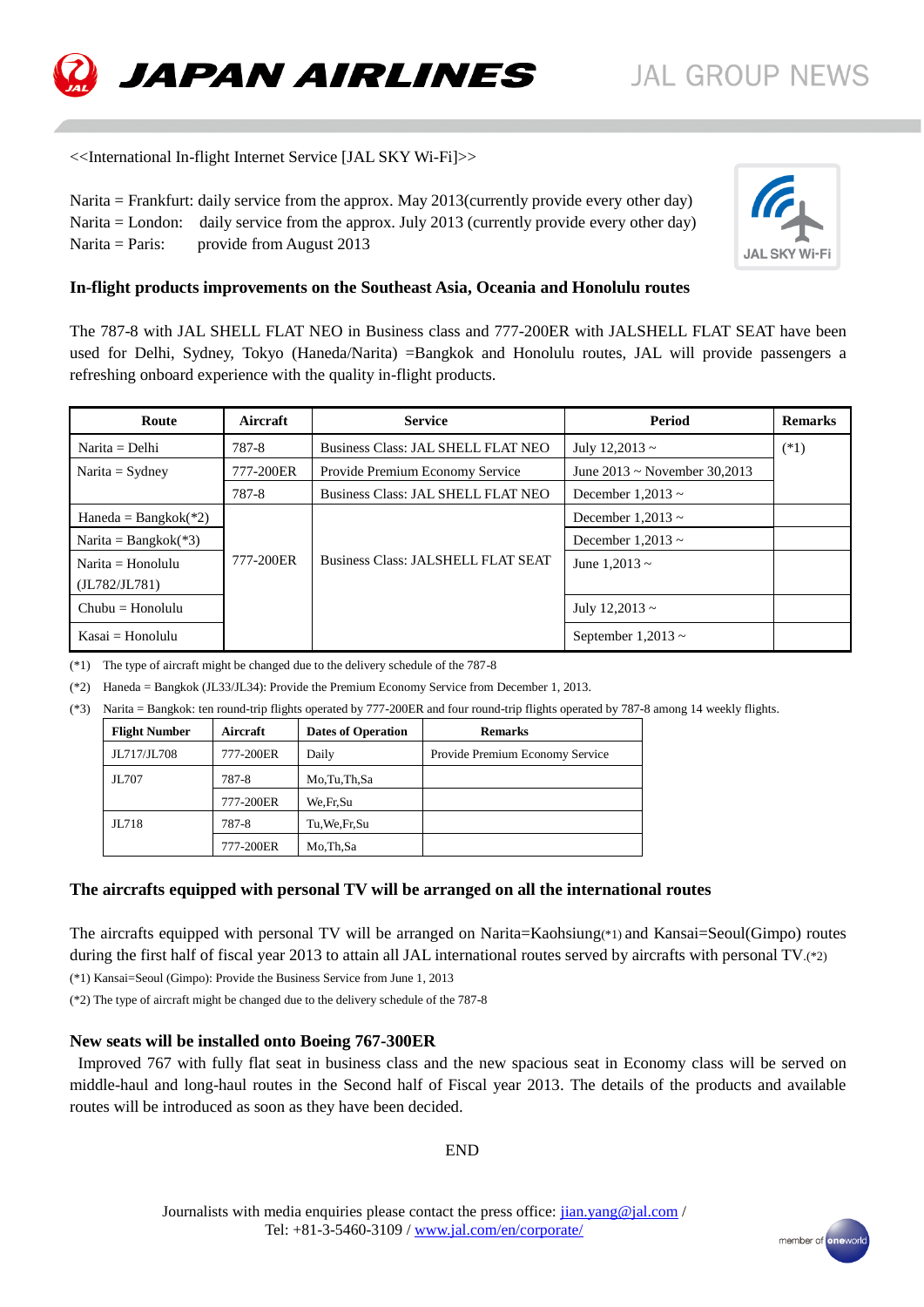<<International In-flight Internet Service [JAL SKY Wi-Fi]>>

Narita = Frankfurt: daily service from the approx. May 2013(currently provide every other day)
Narita = London: daily service from the approx. July 2013 (currently provide every other day)
Narita = Paris: provide from August 2013

**In-flight products improvements on the Southeast Asia, Oceania and Honolulu routes**

The 787-8 with JAL SHELL FLAT NEO in Business class and 777-200ER with JALSHELL FLAT SEAT have been used for Delhi, Sydney, Tokyo (Haneda/Narita) =Bangkok and Honolulu routes, JAL will provide passengers a refreshing onboard experience with the quality in-flight products.

| Route | Aircraft | Service | Period | Remarks |
|---|---|---|---|---|
| Narita = Delhi | 787-8 | Business Class: JAL SHELL FLAT NEO | July 12,2013 ~ | (*1) |
| Narita = Sydney | 777-200ER | Provide Premium Economy Service | June 2013 ~ November 30,2013 | |
| | 787-8 | Business Class: JAL SHELL FLAT NEO | December 1,2013 ~ | |
| Haneda = Bangkok(*2) | 777-200ER | Business Class: JALSHELL FLAT SEAT | December 1,2013 ~ | |
| Narita = Bangkok(*3) | | | December 1,2013 ~ | |
| Narita = Honolulu (JL782/JL781) | | | June 1,2013 ~ | |
| Chubu = Honolulu | | | July 12,2013 ~ | |
| Kasai = Honolulu | | | September 1,2013 ~ | |

(*1) The type of aircraft might be changed due to the delivery schedule of the 787-8
(*2) Haneda = Bangkok (JL33/JL34): Provide the Premium Economy Service from December 1, 2013.
(*3) Narita = Bangkok: ten round-trip flights operated by 777-200ER and four round-trip flights operated by 787-8 among 14 weekly flights.

| Flight Number | Aircraft | Dates of Operation | Remarks |
|---|---|---|---|
| JL717/JL708 | 777-200ER | Daily | Provide Premium Economy Service |
| JL707 | 787-8 | Mo,Tu,Th,Sa | |
| | 777-200ER | We,Fr,Su | |
| JL718 | 787-8 | Tu,We,Fr,Su | |
| | 777-200ER | Mo,Th,Sa | |

**The aircrafts equipped with personal TV will be arranged on all the international routes**

The aircrafts equipped with personal TV will be arranged on Narita=Kaohsiung(*1) and Kansai=Seoul(Gimpo) routes during the first half of fiscal year 2013 to attain all JAL international routes served by aircrafts with personal TV.(*2)

(*1) Kansai=Seoul (Gimpo): Provide the Business Service from June 1, 2013
(*2) The type of aircraft might be changed due to the delivery schedule of the 787-8

**New seats will be installed onto Boeing 767-300ER**

Improved 767 with fully flat seat in business class and the new spacious seat in Economy class will be served on middle-haul and long-haul routes in the Second half of Fiscal year 2013. The details of the products and available routes will be introduced as soon as they have been decided.

END

Journalists with media enquiries please contact the press office: jian.yang@jal.com /
Tel: +81-3-5460-3109 / www.jal.com/en/corporate/